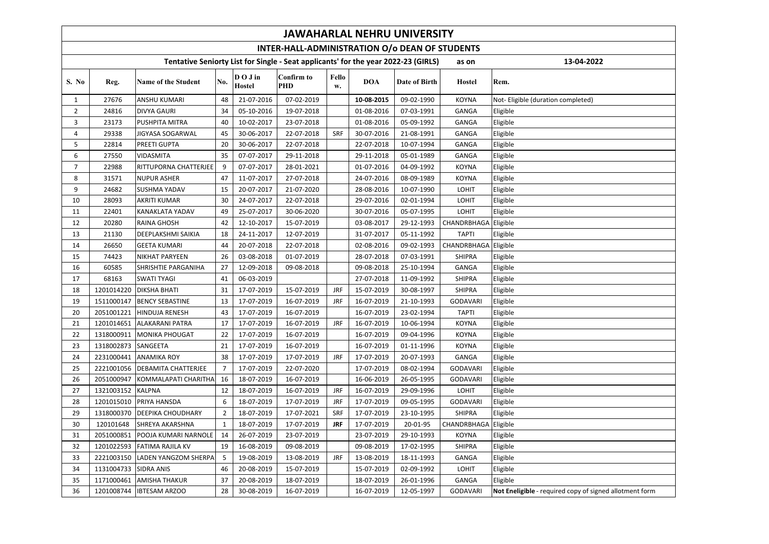# JAWAHARLAL NEHRU UNIVERSITY

## INTER-HALL-ADMINISTRATION O/o DEAN OF STUDENTS

### Tentative Seniorty List for Single - Seat applicants' for the year 2022-23 (GIRLS) as on 13-04-2022

| S. No | Reg. | Name of the Student | No. | D O J in Hostel | Confirm to PHD | Fellow. | DOA | Date of Birth | Hostel | Rem. |
|---|---|---|---|---|---|---|---|---|---|---|
| 1 | 27676 | ANSHU KUMARI | 48 | 21-07-2016 | 07-02-2019 | | **10-08-2015** | 09-02-1990 | KOYNA | Not- Eligible (duration completed) |
| 2 | 24816 | DIVYA GAURI | 34 | 05-10-2016 | 19-07-2018 | | 01-08-2016 | 07-03-1991 | GANGA | Eligible |
| 3 | 23173 | PUSHPITA MITRA | 40 | 10-02-2017 | 23-07-2018 | | 01-08-2016 | 05-09-1992 | GANGA | Eligible |
| 4 | 29338 | JIGYASA SOGARWAL | 45 | 30-06-2017 | 22-07-2018 | SRF | 30-07-2016 | 21-08-1991 | GANGA | Eligible |
| 5 | 22814 | PREETI GUPTA | 20 | 30-06-2017 | 22-07-2018 | | 22-07-2018 | 10-07-1994 | GANGA | Eligible |
| 6 | 27550 | VIDASMITA | 35 | 07-07-2017 | 29-11-2018 | | 29-11-2018 | 05-01-1989 | GANGA | Eligible |
| 7 | 22988 | RITTUPORNA CHATTERJEE | 9 | 07-07-2017 | 28-01-2021 | | 01-07-2016 | 04-09-1992 | KOYNA | Eligible |
| 8 | 31571 | NUPUR ASHER | 47 | 11-07-2017 | 27-07-2018 | | 24-07-2016 | 08-09-1989 | KOYNA | Eligible |
| 9 | 24682 | SUSHMA YADAV | 15 | 20-07-2017 | 21-07-2020 | | 28-08-2016 | 10-07-1990 | LOHIT | Eligible |
| 10 | 28093 | AKRITI KUMAR | 30 | 24-07-2017 | 22-07-2018 | | 29-07-2016 | 02-01-1994 | LOHIT | Eligible |
| 11 | 22401 | KANAKLATA YADAV | 49 | 25-07-2017 | 30-06-2020 | | 30-07-2016 | 05-07-1995 | LOHIT | Eligible |
| 12 | 20280 | RAINA GHOSH | 42 | 12-10-2017 | 15-07-2019 | | 03-08-2017 | 29-12-1993 | CHANDRBHAGA | Eligible |
| 13 | 21130 | DEEPLAKSHMI SAIKIA | 18 | 24-11-2017 | 12-07-2019 | | 31-07-2017 | 05-11-1992 | TAPTI | Eligible |
| 14 | 26650 | GEETA KUMARI | 44 | 20-07-2018 | 22-07-2018 | | 02-08-2016 | 09-02-1993 | CHANDRBHAGA | Eligible |
| 15 | 74423 | NIKHAT PARYEEN | 26 | 03-08-2018 | 01-07-2019 | | 28-07-2018 | 07-03-1991 | SHIPRA | Eligible |
| 16 | 60585 | SHRISHTIE PARGANIHA | 27 | 12-09-2018 | 09-08-2018 | | 09-08-2018 | 25-10-1994 | GANGA | Eligible |
| 17 | 68163 | SWATI TYAGI | 41 | 06-03-2019 | | | 27-07-2018 | 11-09-1992 | SHIPRA | Eligible |
| 18 | 1201014220 | DIKSHA BHATI | 31 | 17-07-2019 | 15-07-2019 | JRF | 15-07-2019 | 30-08-1997 | SHIPRA | Eligible |
| 19 | 1511000147 | BENCY SEBASTINE | 13 | 17-07-2019 | 16-07-2019 | JRF | 16-07-2019 | 21-10-1993 | GODAVARI | Eligible |
| 20 | 2051001221 | HINDUJA RENESH | 43 | 17-07-2019 | 16-07-2019 | | 16-07-2019 | 23-02-1994 | TAPTI | Eligible |
| 21 | 1201014651 | ALAKARANI PATRA | 17 | 17-07-2019 | 16-07-2019 | JRF | 16-07-2019 | 10-06-1994 | KOYNA | Eligible |
| 22 | 1318000911 | MONIKA PHOUGAT | 22 | 17-07-2019 | 16-07-2019 | | 16-07-2019 | 09-04-1996 | KOYNA | Eligible |
| 23 | 1318002873 | SANGEETA | 21 | 17-07-2019 | 16-07-2019 | | 16-07-2019 | 01-11-1996 | KOYNA | Eligible |
| 24 | 2231000441 | ANAMIKA ROY | 38 | 17-07-2019 | 17-07-2019 | JRF | 17-07-2019 | 20-07-1993 | GANGA | Eligible |
| 25 | 2221001056 | DEBAMITA CHATTERJEE | 7 | 17-07-2019 | 22-07-2020 | | 17-07-2019 | 08-02-1994 | GODAVARI | Eligible |
| 26 | 2051000947 | KOMMALAPATI CHARITHA | 16 | 18-07-2019 | 16-07-2019 | | 16-06-2019 | 26-05-1995 | GODAVARI | Eligible |
| 27 | 1321003152 | KALPNA | 12 | 18-07-2019 | 16-07-2019 | JRF | 16-07-2019 | 29-09-1996 | LOHIT | Eligible |
| 28 | 1201015010 | PRIYA HANSDA | 6 | 18-07-2019 | 17-07-2019 | JRF | 17-07-2019 | 09-05-1995 | GODAVARI | Eligible |
| 29 | 1318000370 | DEEPIKA CHOUDHARY | 2 | 18-07-2019 | 17-07-2021 | SRF | 17-07-2019 | 23-10-1995 | SHIPRA | Eligible |
| 30 | 120101648 | SHREYA AKARSHNA | 1 | 18-07-2019 | 17-07-2019 | **JRF** | 17-07-2019 | 20-01-95 | CHANDRBHAGA | Eligible |
| 31 | 2051000851 | POOJA KUMARI NARNOLE | 14 | 26-07-2019 | 23-07-2019 | | 23-07-2019 | 29-10-1993 | KOYNA | Eligible |
| 32 | 1201022593 | FATIMA RAJILA KV | 19 | 16-08-2019 | 09-08-2019 | | 09-08-2019 | 17-02-1995 | SHIPRA | Eligible |
| 33 | 2221003150 | LADEN YANGZOM SHERPA | 5 | 19-08-2019 | 13-08-2019 | JRF | 13-08-2019 | 18-11-1993 | GANGA | Eligible |
| 34 | 1131004733 | SIDRA ANIS | 46 | 20-08-2019 | 15-07-2019 | | 15-07-2019 | 02-09-1992 | LOHIT | Eligible |
| 35 | 1171000461 | AMISHA THAKUR | 37 | 20-08-2019 | 18-07-2019 | | 18-07-2019 | 26-01-1996 | GANGA | Eligible |
| 36 | 1201008744 | IBTESAM ARZOO | 28 | 30-08-2019 | 16-07-2019 | | 16-07-2019 | 12-05-1997 | GODAVARI | **Not Eneligible** - required copy of signed allotment form |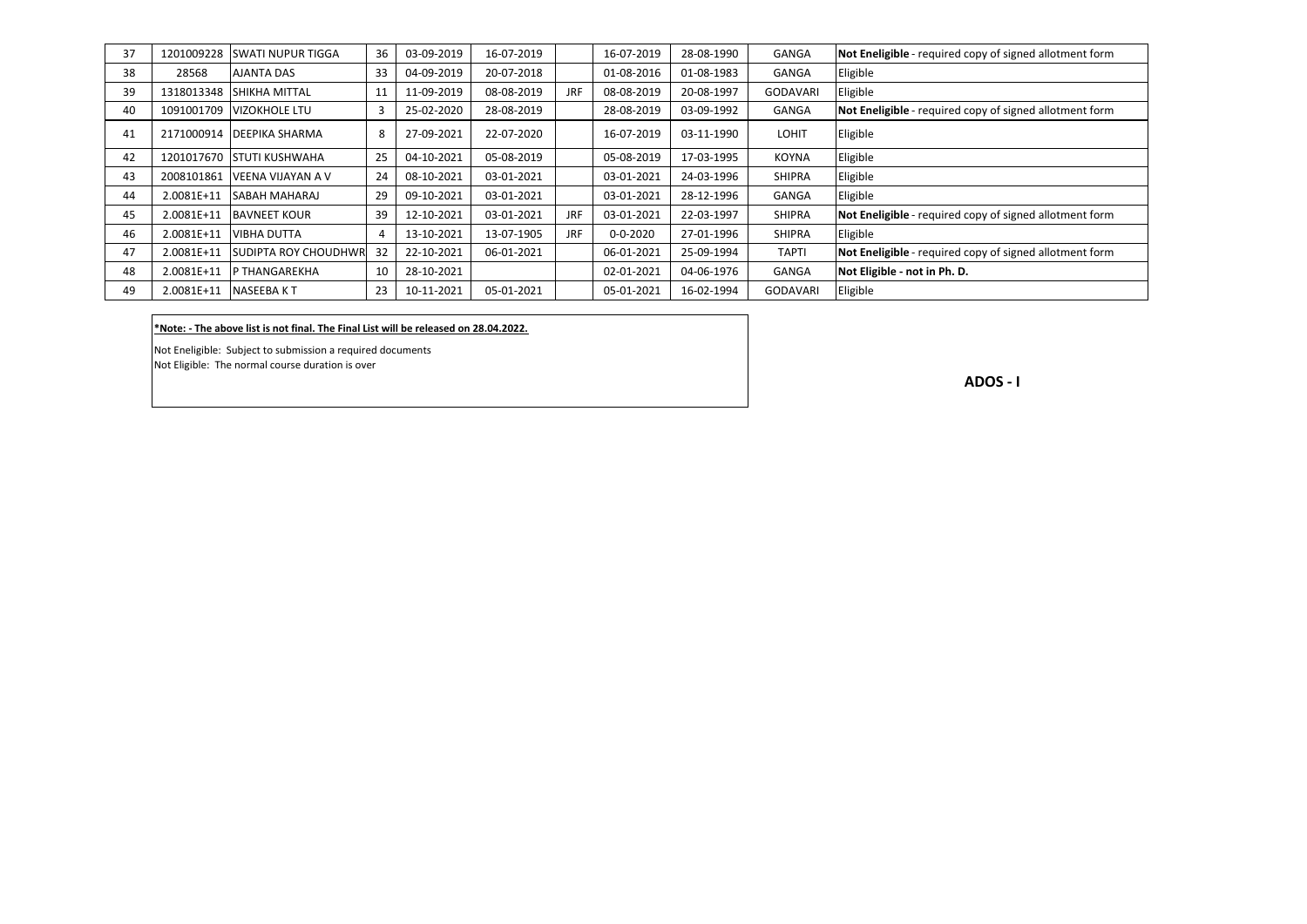| | | | | | | | | | | |
|---|---|---|---|---|---|---|---|---|---|---|
| 37 | 1201009228 | SWATI NUPUR TIGGA | 36 | 03-09-2019 | 16-07-2019 | | 16-07-2019 | 28-08-1990 | GANGA | **Not Eneligible** - required copy of signed allotment form |
| 38 | 28568 | AJANTA DAS | 33 | 04-09-2019 | 20-07-2018 | | 01-08-2016 | 01-08-1983 | GANGA | Eligible |
| 39 | 1318013348 | SHIKHA MITTAL | 11 | 11-09-2019 | 08-08-2019 | JRF | 08-08-2019 | 20-08-1997 | GODAVARI | Eligible |
| 40 | 1091001709 | VIZOKHOLE LTU | 3 | 25-02-2020 | 28-08-2019 | | 28-08-2019 | 03-09-1992 | GANGA | **Not Eneligible** - required copy of signed allotment form |
| 41 | 2171000914 | DEEPIKA SHARMA | 8 | 27-09-2021 | 22-07-2020 | | 16-07-2019 | 03-11-1990 | LOHIT | Eligible |
| 42 | 1201017670 | STUTI KUSHWAHA | 25 | 04-10-2021 | 05-08-2019 | | 05-08-2019 | 17-03-1995 | KOYNA | Eligible |
| 43 | 2008101861 | VEENA VIJAYAN A V | 24 | 08-10-2021 | 03-01-2021 | | 03-01-2021 | 24-03-1996 | SHIPRA | Eligible |
| 44 | 2.0081E+11 | SABAH MAHARAJ | 29 | 09-10-2021 | 03-01-2021 | | 03-01-2021 | 28-12-1996 | GANGA | Eligible |
| 45 | 2.0081E+11 | BAVNEET KOUR | 39 | 12-10-2021 | 03-01-2021 | JRF | 03-01-2021 | 22-03-1997 | SHIPRA | **Not Eneligible** - required copy of signed allotment form |
| 46 | 2.0081E+11 | VIBHA DUTTA | 4 | 13-10-2021 | 13-07-1905 | JRF | 0-0-2020 | 27-01-1996 | SHIPRA | Eligible |
| 47 | 2.0081E+11 | SUDIPTA ROY CHOUDHWR | 32 | 22-10-2021 | 06-01-2021 | | 06-01-2021 | 25-09-1994 | TAPTI | **Not Eneligible** - required copy of signed allotment form |
| 48 | 2.0081E+11 | P THANGAREKHA | 10 | 28-10-2021 | | | 02-01-2021 | 04-06-1976 | GANGA | **Not Eligible - not in Ph. D.** |
| 49 | 2.0081E+11 | NASEEBA K T | 23 | 10-11-2021 | 05-01-2021 | | 05-01-2021 | 16-02-1994 | GODAVARI | Eligible |

**\*Note: - The above list is not final. The Final List will be released on 28.04.2022.**

Not Eneligible: Subject to submission a required documents
Not Eligible: The normal course duration is over

**ADOS - I**